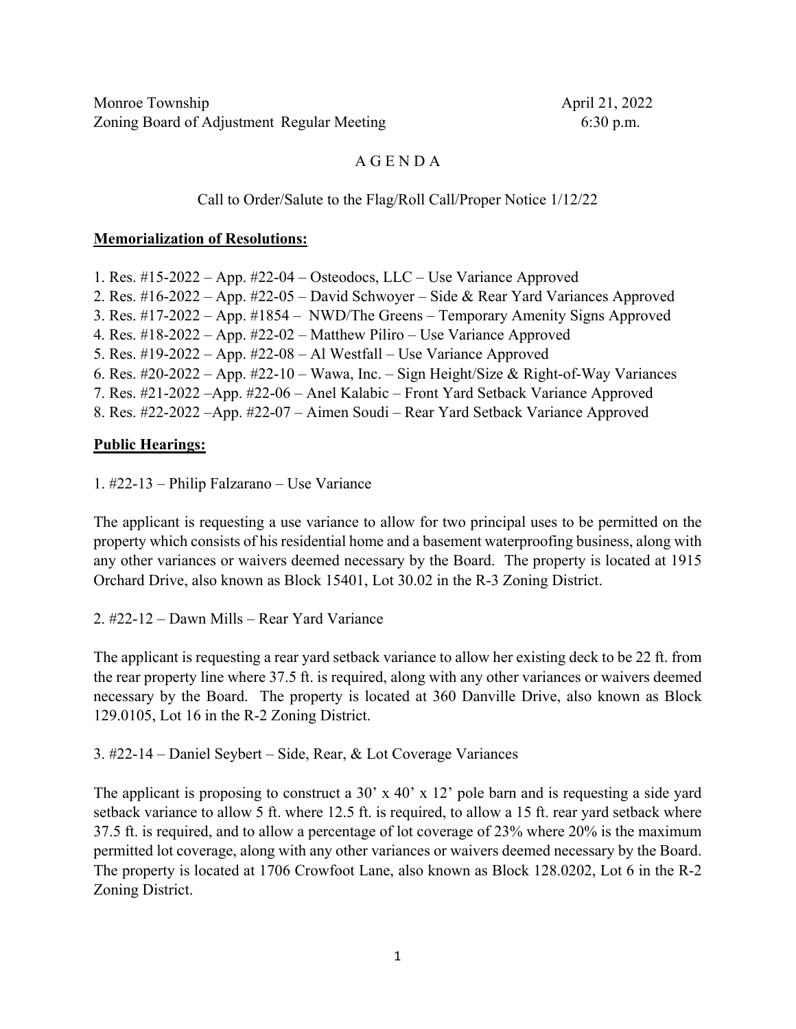Monroe Township April 21, 2022
Zoning Board of Adjustment Regular Meeting 6:30 p.m.

# A G E N D A

Call to Order/Salute to the Flag/Roll Call/Proper Notice 1/12/22

**Memorialization of Resolutions:**

1. Res. #15-2022 – App. #22-04 – Osteodocs, LLC – Use Variance Approved
2. Res. #16-2022 – App. #22-05 – David Schwoyer – Side & Rear Yard Variances Approved
3. Res. #17-2022 – App. #1854 – NWD/The Greens – Temporary Amenity Signs Approved
4. Res. #18-2022 – App. #22-02 – Matthew Piliro – Use Variance Approved
5. Res. #19-2022 – App. #22-08 – Al Westfall – Use Variance Approved
6. Res. #20-2022 – App. #22-10 – Wawa, Inc. – Sign Height/Size & Right-of-Way Variances
7. Res. #21-2022 –App. #22-06 – Anel Kalabic – Front Yard Setback Variance Approved
8. Res. #22-2022 –App. #22-07 – Aimen Soudi – Rear Yard Setback Variance Approved

**Public Hearings:**

1. #22-13 – Philip Falzarano – Use Variance

The applicant is requesting a use variance to allow for two principal uses to be permitted on the property which consists of his residential home and a basement waterproofing business, along with any other variances or waivers deemed necessary by the Board. The property is located at 1915 Orchard Drive, also known as Block 15401, Lot 30.02 in the R-3 Zoning District.

2. #22-12 – Dawn Mills – Rear Yard Variance

The applicant is requesting a rear yard setback variance to allow her existing deck to be 22 ft. from the rear property line where 37.5 ft. is required, along with any other variances or waivers deemed necessary by the Board. The property is located at 360 Danville Drive, also known as Block 129.0105, Lot 16 in the R-2 Zoning District.

3. #22-14 – Daniel Seybert – Side, Rear, & Lot Coverage Variances

The applicant is proposing to construct a 30' x 40' x 12' pole barn and is requesting a side yard setback variance to allow 5 ft. where 12.5 ft. is required, to allow a 15 ft. rear yard setback where 37.5 ft. is required, and to allow a percentage of lot coverage of 23% where 20% is the maximum permitted lot coverage, along with any other variances or waivers deemed necessary by the Board. The property is located at 1706 Crowfoot Lane, also known as Block 128.0202, Lot 6 in the R-2 Zoning District.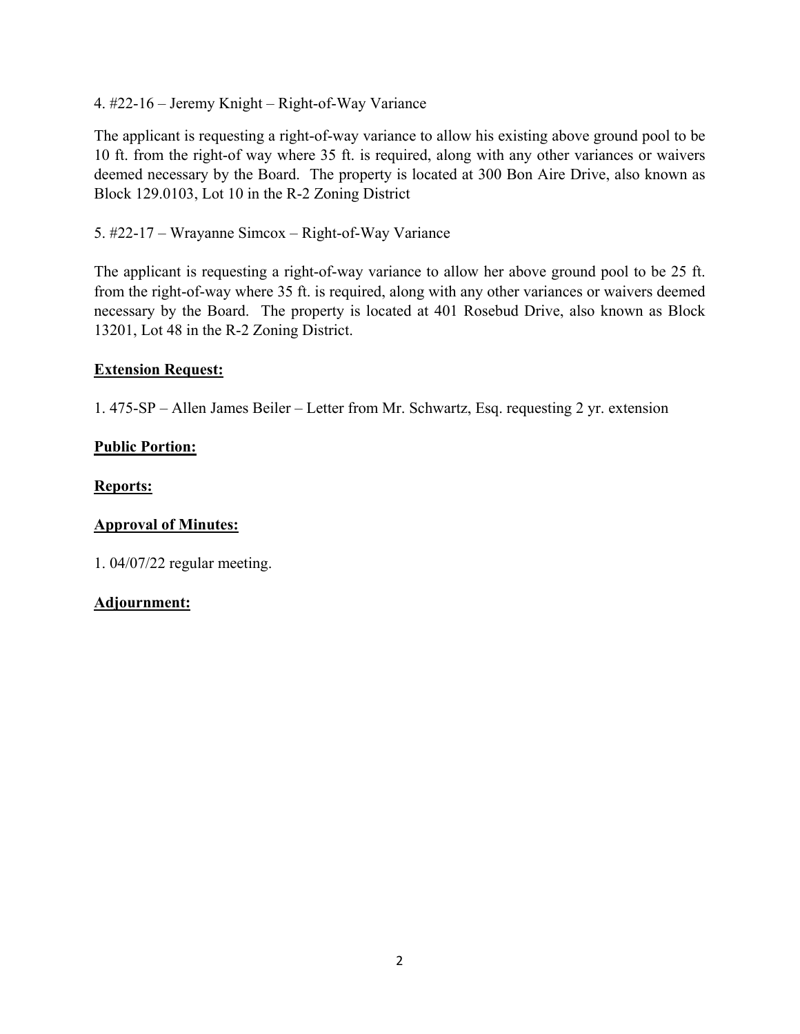4. #22-16 – Jeremy Knight – Right-of-Way Variance

The applicant is requesting a right-of-way variance to allow his existing above ground pool to be 10 ft. from the right-of way where 35 ft. is required, along with any other variances or waivers deemed necessary by the Board. The property is located at 300 Bon Aire Drive, also known as Block 129.0103, Lot 10 in the R-2 Zoning District

5. #22-17 – Wrayanne Simcox – Right-of-Way Variance

The applicant is requesting a right-of-way variance to allow her above ground pool to be 25 ft. from the right-of-way where 35 ft. is required, along with any other variances or waivers deemed necessary by the Board. The property is located at 401 Rosebud Drive, also known as Block 13201, Lot 48 in the R-2 Zoning District.

**Extension Request:**

1. 475-SP – Allen James Beiler – Letter from Mr. Schwartz, Esq. requesting 2 yr. extension

**Public Portion:**

**Reports:**

**Approval of Minutes:**

1. 04/07/22 regular meeting.

**Adjournment:**